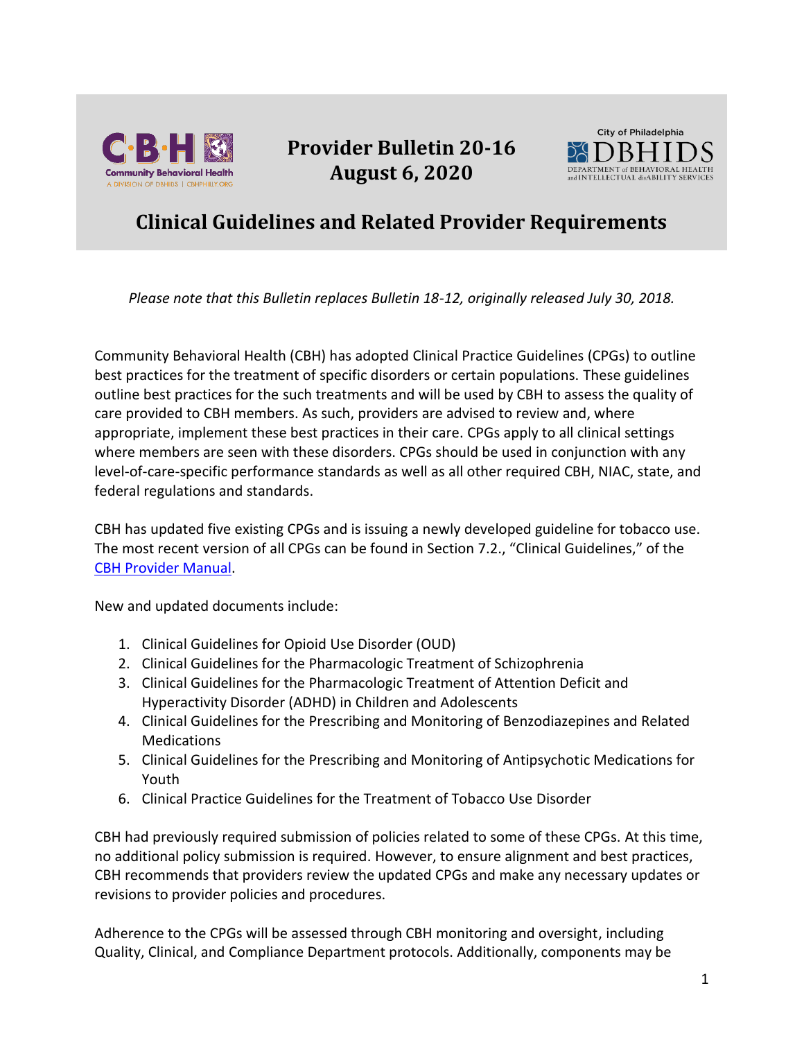# Provider Bulletin 20-16
# August 6, 2020

## Clinical Guidelines and Related Provider Requirements

*Please note that this Bulletin replaces Bulletin 18-12, originally released July 30, 2018.*

Community Behavioral Health (CBH) has adopted Clinical Practice Guidelines (CPGs) to outline best practices for the treatment of specific disorders or certain populations. These guidelines outline best practices for the such treatments and will be used by CBH to assess the quality of care provided to CBH members. As such, providers are advised to review and, where appropriate, implement these best practices in their care. CPGs apply to all clinical settings where members are seen with these disorders. CPGs should be used in conjunction with any level-of-care-specific performance standards as well as all other required CBH, NIAC, state, and federal regulations and standards.

CBH has updated five existing CPGs and is issuing a newly developed guideline for tobacco use. The most recent version of all CPGs can be found in Section 7.2., "Clinical Guidelines," of the CBH Provider Manual.

New and updated documents include:

1. Clinical Guidelines for Opioid Use Disorder (OUD)
2. Clinical Guidelines for the Pharmacologic Treatment of Schizophrenia
3. Clinical Guidelines for the Pharmacologic Treatment of Attention Deficit and Hyperactivity Disorder (ADHD) in Children and Adolescents
4. Clinical Guidelines for the Prescribing and Monitoring of Benzodiazepines and Related Medications
5. Clinical Guidelines for the Prescribing and Monitoring of Antipsychotic Medications for Youth
6. Clinical Practice Guidelines for the Treatment of Tobacco Use Disorder

CBH had previously required submission of policies related to some of these CPGs. At this time, no additional policy submission is required. However, to ensure alignment and best practices, CBH recommends that providers review the updated CPGs and make any necessary updates or revisions to provider policies and procedures.

Adherence to the CPGs will be assessed through CBH monitoring and oversight, including Quality, Clinical, and Compliance Department protocols. Additionally, components may be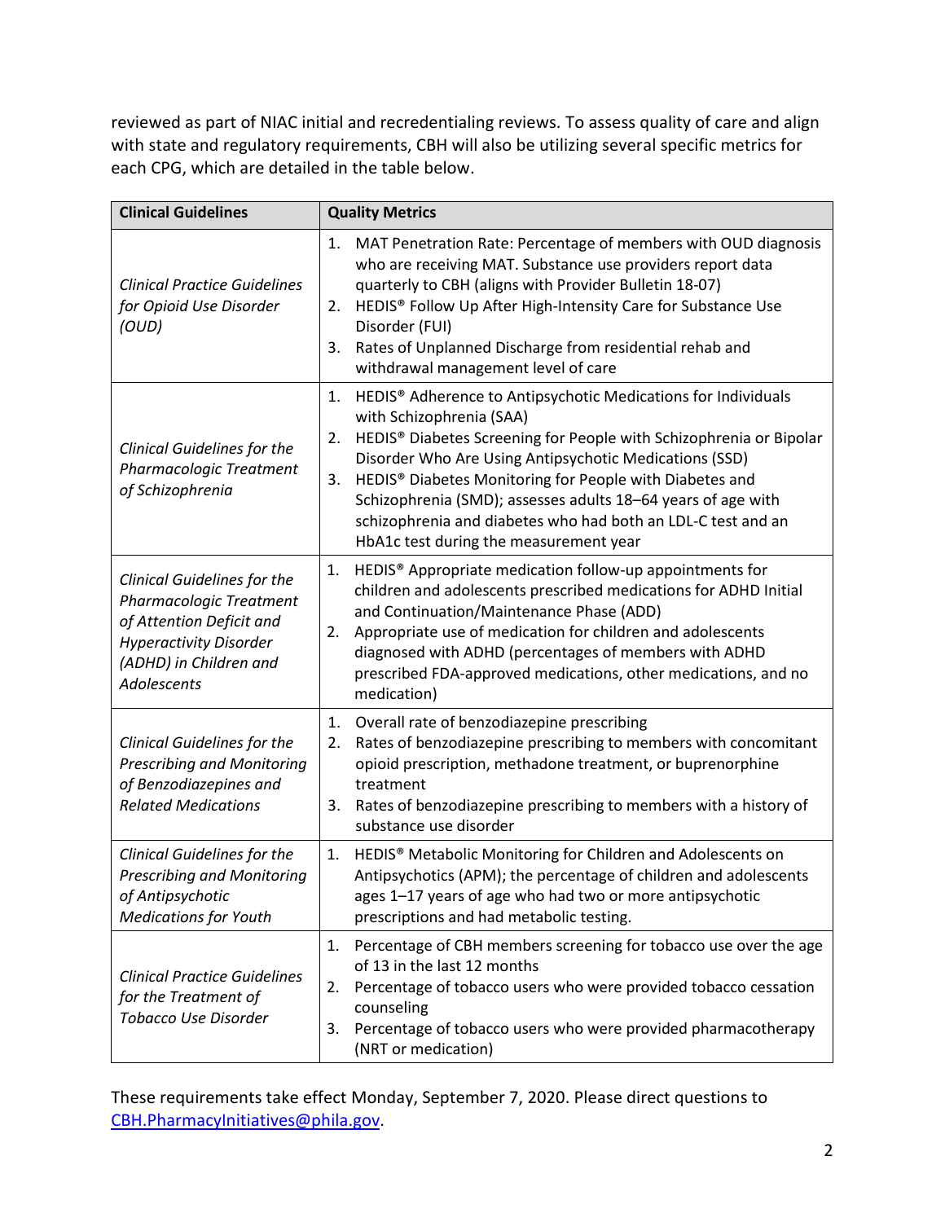reviewed as part of NIAC initial and recredentialing reviews. To assess quality of care and align with state and regulatory requirements, CBH will also be utilizing several specific metrics for each CPG, which are detailed in the table below.

| Clinical Guidelines | Quality Metrics |
|---|---|
| *Clinical Practice Guidelines for Opioid Use Disorder (OUD)* | 1. MAT Penetration Rate: Percentage of members with OUD diagnosis who are receiving MAT. Substance use providers report data quarterly to CBH (aligns with Provider Bulletin 18-07)<br>2. HEDIS® Follow Up After High-Intensity Care for Substance Use Disorder (FUI)<br>3. Rates of Unplanned Discharge from residential rehab and withdrawal management level of care |
| *Clinical Guidelines for the Pharmacologic Treatment of Schizophrenia* | 1. HEDIS® Adherence to Antipsychotic Medications for Individuals with Schizophrenia (SAA)<br>2. HEDIS® Diabetes Screening for People with Schizophrenia or Bipolar Disorder Who Are Using Antipsychotic Medications (SSD)<br>3. HEDIS® Diabetes Monitoring for People with Diabetes and Schizophrenia (SMD); assesses adults 18–64 years of age with schizophrenia and diabetes who had both an LDL-C test and an HbA1c test during the measurement year |
| *Clinical Guidelines for the Pharmacologic Treatment of Attention Deficit and Hyperactivity Disorder (ADHD) in Children and Adolescents* | 1. HEDIS® Appropriate medication follow-up appointments for children and adolescents prescribed medications for ADHD Initial and Continuation/Maintenance Phase (ADD)<br>2. Appropriate use of medication for children and adolescents diagnosed with ADHD (percentages of members with ADHD prescribed FDA-approved medications, other medications, and no medication) |
| *Clinical Guidelines for the Prescribing and Monitoring of Benzodiazepines and Related Medications* | 1. Overall rate of benzodiazepine prescribing<br>2. Rates of benzodiazepine prescribing to members with concomitant opioid prescription, methadone treatment, or buprenorphine treatment<br>3. Rates of benzodiazepine prescribing to members with a history of substance use disorder |
| *Clinical Guidelines for the Prescribing and Monitoring of Antipsychotic Medications for Youth* | 1. HEDIS® Metabolic Monitoring for Children and Adolescents on Antipsychotics (APM); the percentage of children and adolescents ages 1–17 years of age who had two or more antipsychotic prescriptions and had metabolic testing. |
| *Clinical Practice Guidelines for the Treatment of Tobacco Use Disorder* | 1. Percentage of CBH members screening for tobacco use over the age of 13 in the last 12 months<br>2. Percentage of tobacco users who were provided tobacco cessation counseling<br>3. Percentage of tobacco users who were provided pharmacotherapy (NRT or medication) |

These requirements take effect Monday, September 7, 2020. Please direct questions to CBH.PharmacyInitiatives@phila.gov.